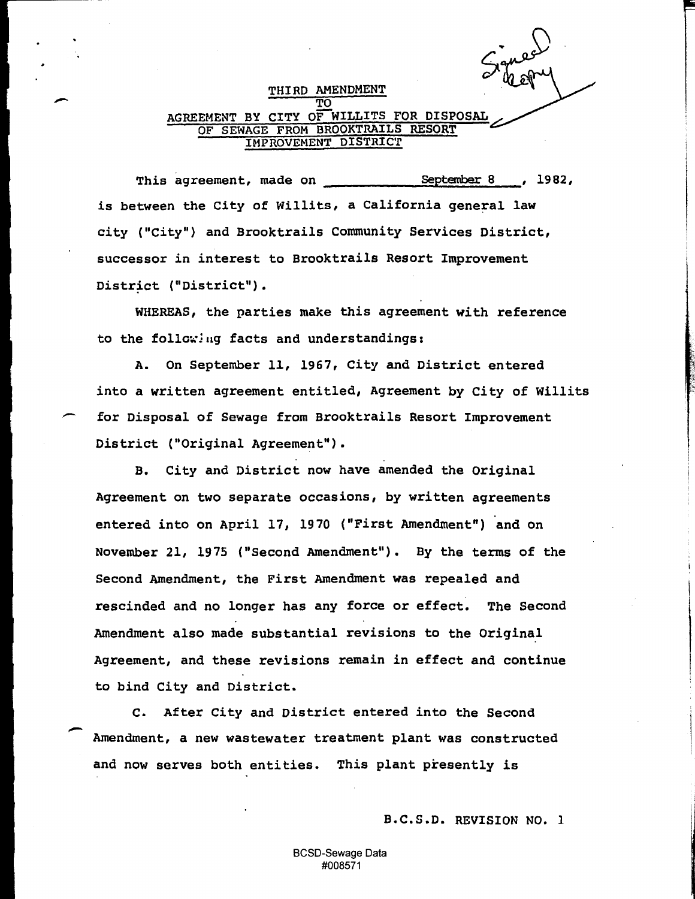Signed Copy

# THIRD AMENDMENT TO AGREEMENT BY CITY OF WILLITS FOR DISPOSAL OF SEWAGE FROM BROOKTRAILS RESORT IMPROVEMENT DISTRICT

This agreement, made on September 8, 1982, is between the City of Willits, a California general law city ("City") and Brooktrails Community Services District, successor in interest to Brooktrails Resort Improvement District ("District").

WHEREAS, the parties make this agreement with reference to the following facts and understandings:

A. On September 11, 1967, City and District entered into a written agreement entitled, Agreement by City of Willits for Disposal of Sewage from Brooktrails Resort Improvement District ("Original Agreement").

B. City and District now have amended the Original Agreement on two separate occasions, by written agreements entered into on April 17, 1970 ("First Amendment") and on November 21, 1975 ("Second Amendment"). By the terms of the Second Amendment, the First Amendment was repealed and rescinded and no longer has any force or effect. The Second Amendment also made substantial revisions to the Original Agreement, and these revisions remain in effect and continue to bind City and District.

C. After City and District entered into the Second Amendment, a new wastewater treatment plant was constructed and now serves both entities. This plant presently is

B.C.S.D. REVISION NO. 1

BCSD-Sewage Data
#008571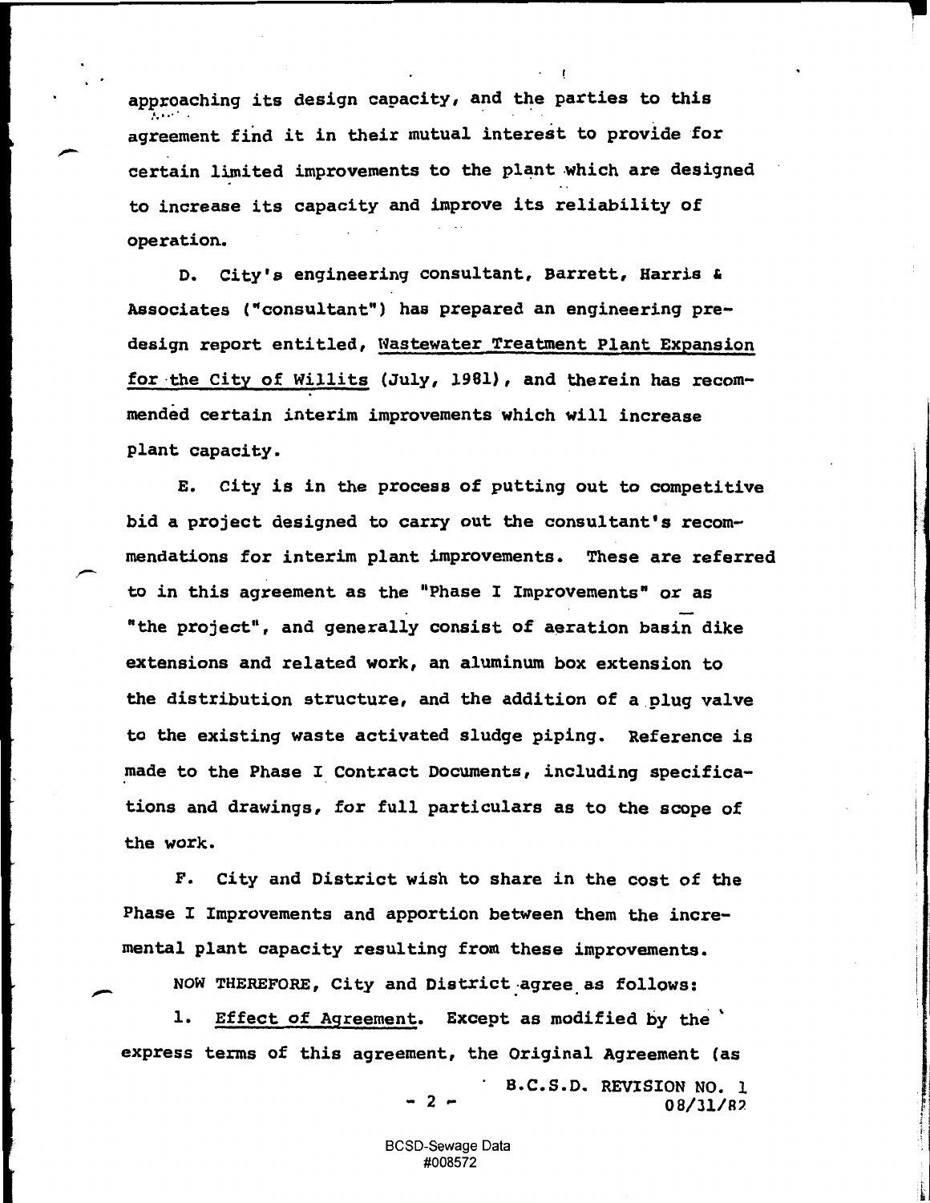approaching its design capacity, and the parties to this agreement find it in their mutual interest to provide for certain limited improvements to the plant which are designed to increase its capacity and improve its reliability of operation.

D. City's engineering consultant, Barrett, Harris & Associates ("consultant") has prepared an engineering pre-design report entitled, Wastewater Treatment Plant Expansion for the City of Willits (July, 1981), and therein has recommended certain interim improvements which will increase plant capacity.

E. City is in the process of putting out to competitive bid a project designed to carry out the consultant's recommendations for interim plant improvements. These are referred to in this agreement as the "Phase I Improvements" or as "the project", and generally consist of aeration basin dike extensions and related work, an aluminum box extension to the distribution structure, and the addition of a plug valve to the existing waste activated sludge piping. Reference is made to the Phase I Contract Documents, including specifications and drawings, for full particulars as to the scope of the work.

F. City and District wish to share in the cost of the Phase I Improvements and apportion between them the incremental plant capacity resulting from these improvements.

NOW THEREFORE, City and District agree as follows:

1. Effect of Agreement. Except as modified by the express terms of this agreement, the Original Agreement (as

B.C.S.D. REVISION NO. 1
08/31/82

BCSD-Sewage Data
#008572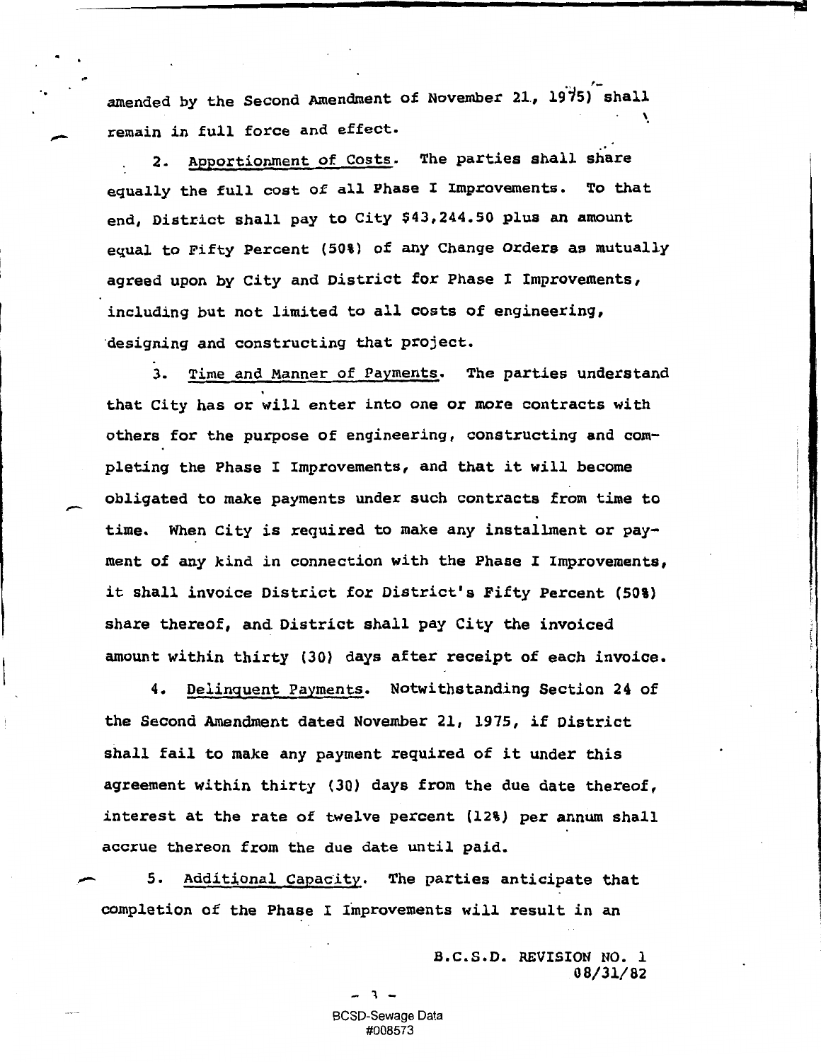amended by the Second Amendment of November 21, 1975) shall remain in full force and effect.

2. Apportionment of Costs. The parties shall share equally the full cost of all Phase I Improvements. To that end, District shall pay to City $43,244.50 plus an amount equal to Fifty Percent (50%) of any Change Orders as mutually agreed upon by City and District for Phase I Improvements, including but not limited to all costs of engineering, designing and constructing that project.

3. Time and Manner of Payments. The parties understand that City has or will enter into one or more contracts with others for the purpose of engineering, constructing and completing the Phase I Improvements, and that it will become obligated to make payments under such contracts from time to time. When City is required to make any installment or payment of any kind in connection with the Phase I Improvements, it shall invoice District for District's Fifty Percent (50%) share thereof, and District shall pay City the invoiced amount within thirty (30) days after receipt of each invoice.

4. Delinquent Payments. Notwithstanding Section 24 of the Second Amendment dated November 21, 1975, if District shall fail to make any payment required of it under this agreement within thirty (30) days from the due date thereof, interest at the rate of twelve percent (12%) per annum shall accrue thereon from the due date until paid.

5. Additional Capacity. The parties anticipate that completion of the Phase I Improvements will result in an

B.C.S.D. REVISION NO. 1
08/31/82

BCSD-Sewage Data
#008573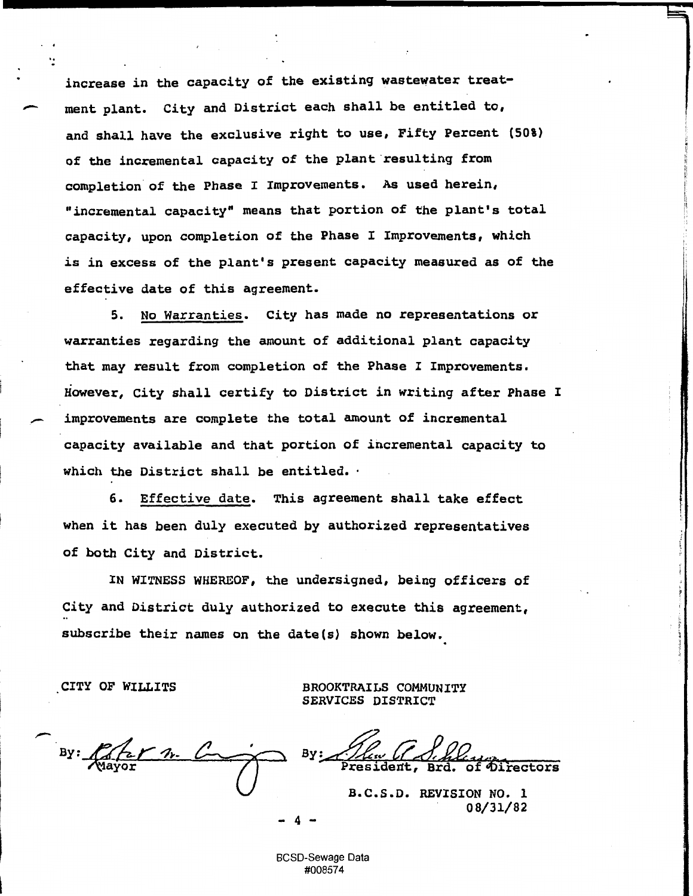increase in the capacity of the existing wastewater treatment plant. City and District each shall be entitled to, and shall have the exclusive right to use, Fifty Percent (50%) of the incremental capacity of the plant resulting from completion of the Phase I Improvements. As used herein, "incremental capacity" means that portion of the plant's total capacity, upon completion of the Phase I Improvements, which is in excess of the plant's present capacity measured as of the effective date of this agreement.

5. No Warranties. City has made no representations or warranties regarding the amount of additional plant capacity that may result from completion of the Phase I Improvements. However, City shall certify to District in writing after Phase I improvements are complete the total amount of incremental capacity available and that portion of incremental capacity to which the District shall be entitled.

6. Effective date. This agreement shall take effect when it has been duly executed by authorized representatives of both City and District.

IN WITNESS WHEREOF, the undersigned, being officers of City and District duly authorized to execute this agreement, subscribe their names on the date(s) shown below.

CITY OF WILLITS

By: _______________
Mayor

BROOKTRAILS COMMUNITY SERVICES DISTRICT

By: _______________
President, Brd. of Directors

B.C.S.D. REVISION NO. 1
08/31/82

BCSD-Sewage Data
#008574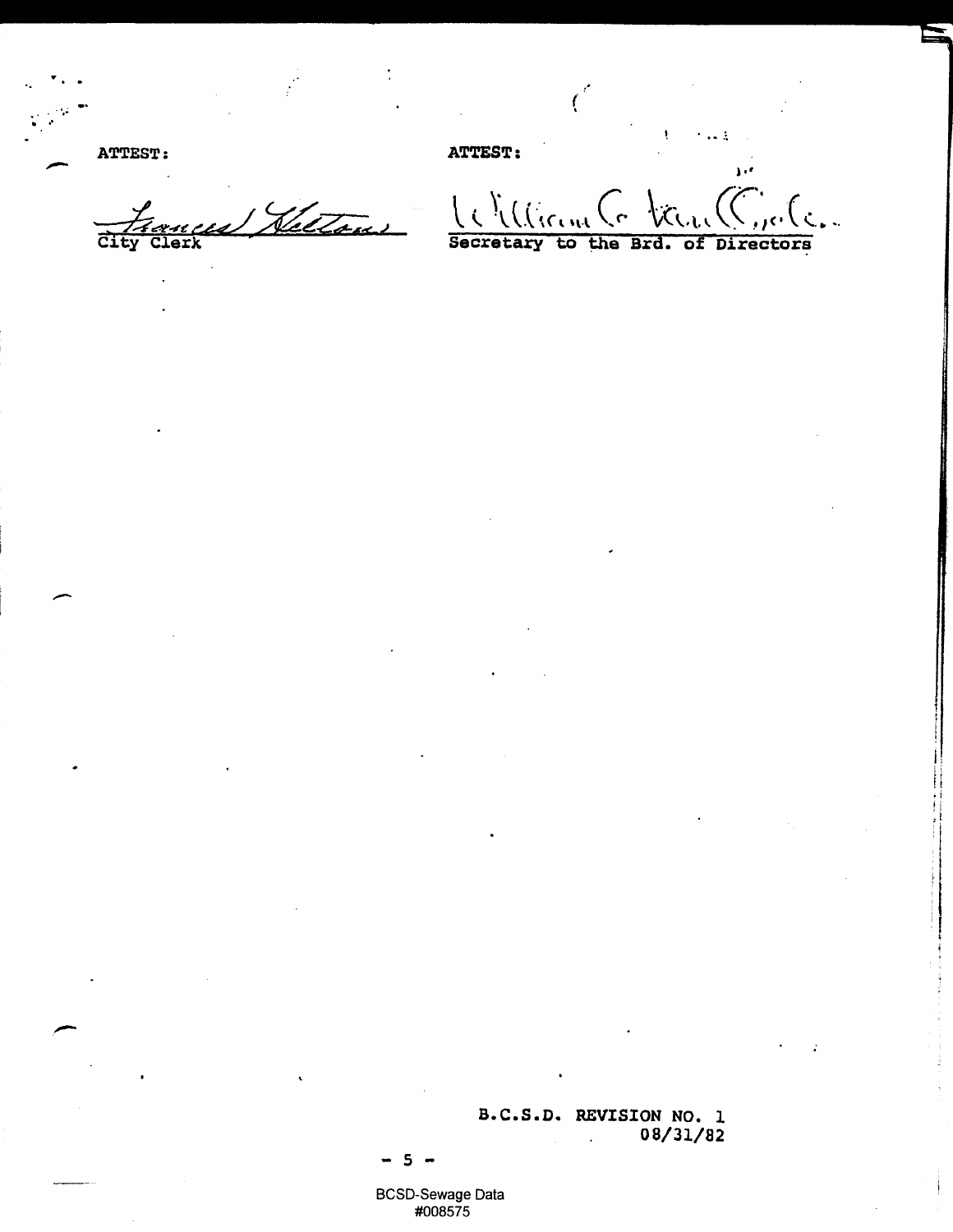ATTEST:

*Frances Walton*
City Clerk

ATTEST:

*William C. Van Cook*
Secretary to the Brd. of Directors

B.C.S.D. REVISION NO. 1
08/31/82

BCSD-Sewage Data
#008575